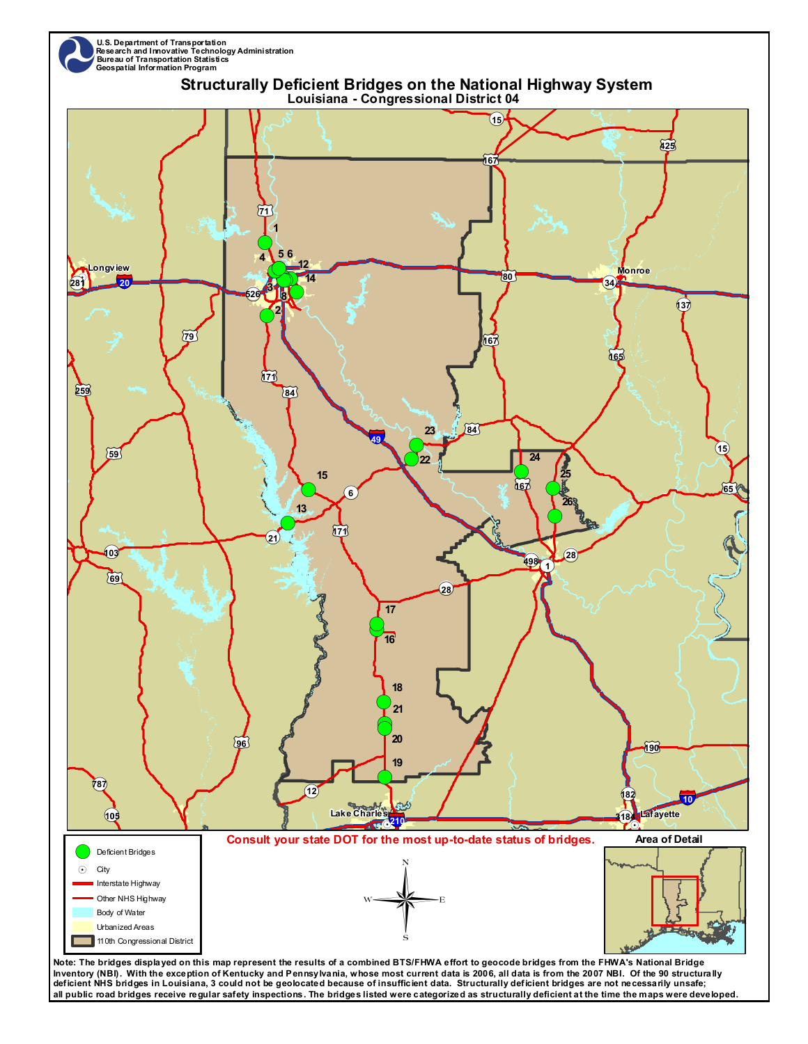U.S. Department of Transportation
Research and Innovative Technology Administration
Bureau of Transportation Statistics
Geospatial Information Program

# Structurally Deficient Bridges on the National Highway System

## Louisiana - Congressional District 04

Consult your state DOT for the most up-to-date status of bridges.

**Legend**

- Deficient Bridges
- City
- Interstate Highway
- Other NHS Highway
- Body of Water
- Urbanized Areas
- 110th Congressional District

Area of Detail

Note: The bridges displayed on this map represent the results of a combined BTS/FHWA effort to geocode bridges from the FHWA's National Bridge Inventory (NBI). With the exception of Kentucky and Pennsylvania, whose most current data is 2006, all data is from the 2007 NBI. Of the 90 structurally deficient NHS bridges in Louisiana, 3 could not be geolocated because of insufficient data. Structurally deficient bridges are not necessarily unsafe; all public road bridges receive regular safety inspections. The bridges listed were categorized as structurally deficient at the time the maps were developed.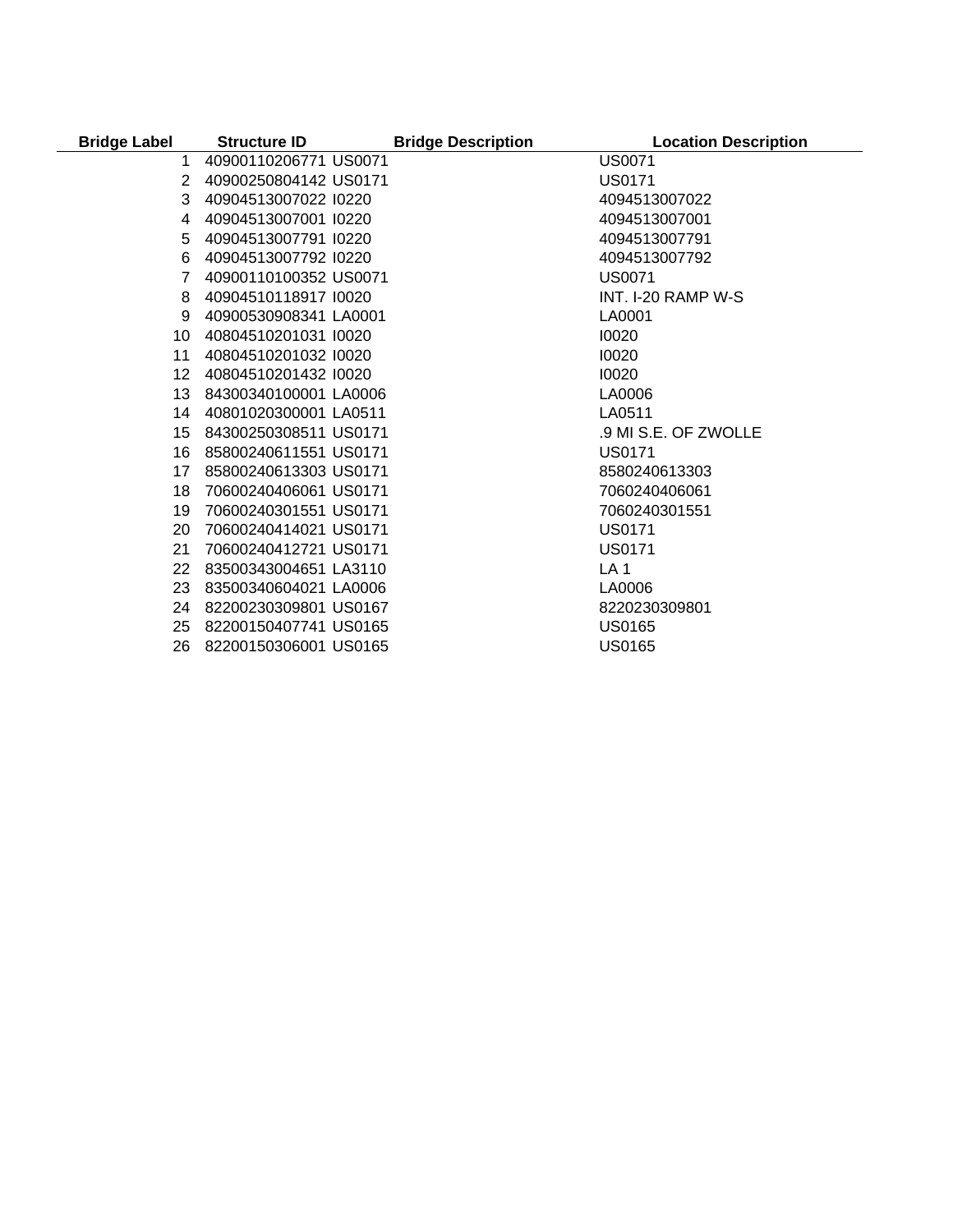| Bridge Label | Structure ID | Bridge Description | Location Description |
|---|---|---|---|
| 1 | 40900110206771 US0071 | | US0071 |
| 2 | 40900250804142 US0171 | | US0171 |
| 3 | 40904513007022 I0220 | | 4094513007022 |
| 4 | 40904513007001 I0220 | | 4094513007001 |
| 5 | 40904513007791 I0220 | | 4094513007791 |
| 6 | 40904513007792 I0220 | | 4094513007792 |
| 7 | 40900110100352 US0071 | | US0071 |
| 8 | 40904510118917 I0020 | | INT. I-20 RAMP W-S |
| 9 | 40900530908341 LA0001 | | LA0001 |
| 10 | 40804510201031 I0020 | | I0020 |
| 11 | 40804510201032 I0020 | | I0020 |
| 12 | 40804510201432 I0020 | | I0020 |
| 13 | 84300340100001 LA0006 | | LA0006 |
| 14 | 40801020300001 LA0511 | | LA0511 |
| 15 | 84300250308511 US0171 | | .9 MI S.E. OF ZWOLLE |
| 16 | 85800240611551 US0171 | | US0171 |
| 17 | 85800240613303 US0171 | | 8580240613303 |
| 18 | 70600240406061 US0171 | | 7060240406061 |
| 19 | 70600240301551 US0171 | | 7060240301551 |
| 20 | 70600240414021 US0171 | | US0171 |
| 21 | 70600240412721 US0171 | | US0171 |
| 22 | 83500343004651 LA3110 | | LA 1 |
| 23 | 83500340604021 LA0006 | | LA0006 |
| 24 | 82200230309801 US0167 | | 8220230309801 |
| 25 | 82200150407741 US0165 | | US0165 |
| 26 | 82200150306001 US0165 | | US0165 |